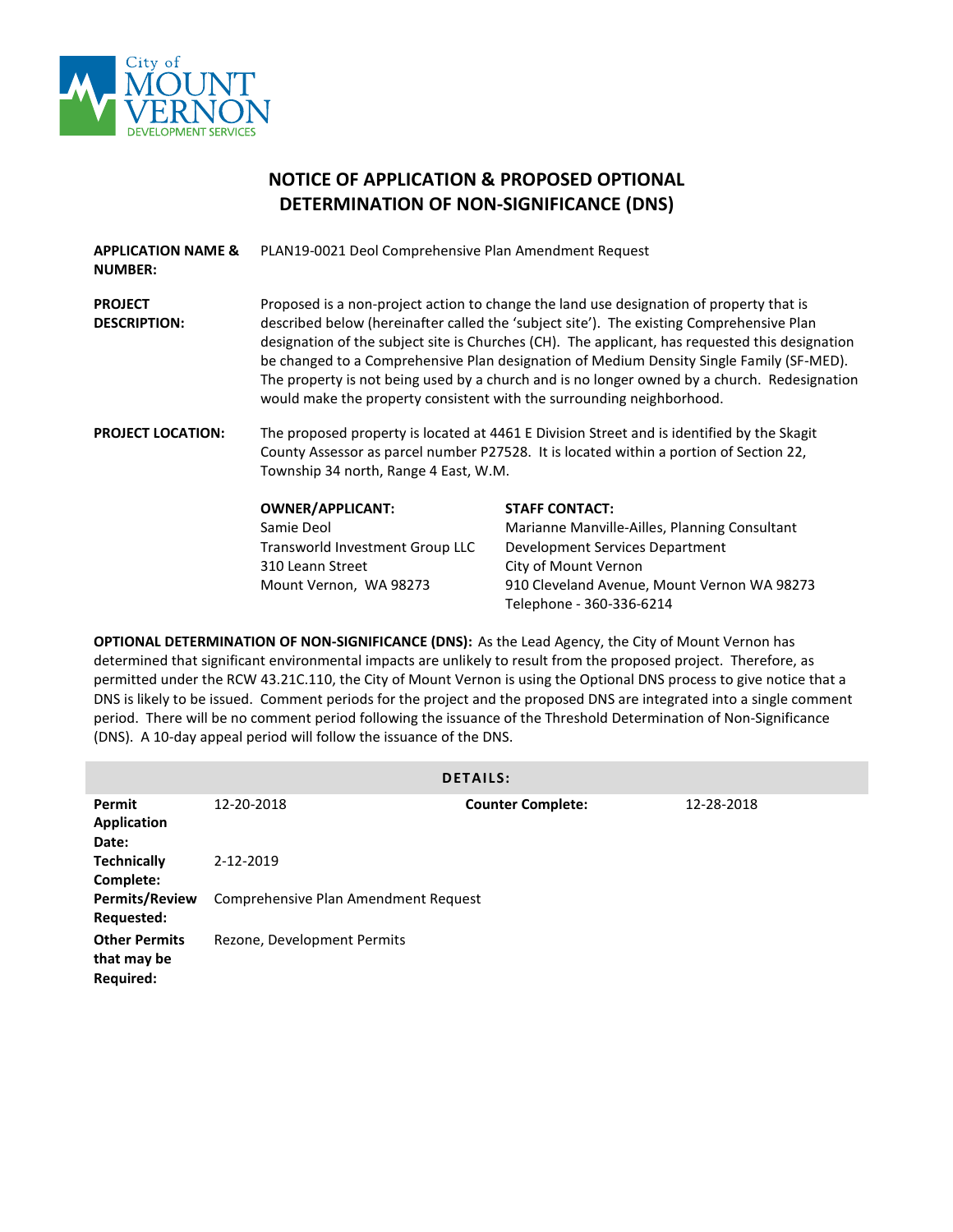City of MOUNT VERNON DEVELOPMENT SERVICES

# NOTICE OF APPLICATION & PROPOSED OPTIONAL DETERMINATION OF NON-SIGNIFICANCE (DNS)

**APPLICATION NAME & NUMBER:** PLAN19-0021 Deol Comprehensive Plan Amendment Request

**PROJECT DESCRIPTION:** Proposed is a non-project action to change the land use designation of property that is described below (hereinafter called the 'subject site'). The existing Comprehensive Plan designation of the subject site is Churches (CH). The applicant, has requested this designation be changed to a Comprehensive Plan designation of Medium Density Single Family (SF-MED). The property is not being used by a church and is no longer owned by a church. Redesignation would make the property consistent with the surrounding neighborhood.

**PROJECT LOCATION:** The proposed property is located at 4461 E Division Street and is identified by the Skagit County Assessor as parcel number P27528. It is located within a portion of Section 22, Township 34 north, Range 4 East, W.M.

**OWNER/APPLICANT:**
Samie Deol
Transworld Investment Group LLC
310 Leann Street
Mount Vernon, WA 98273

**STAFF CONTACT:**
Marianne Manville-Ailles, Planning Consultant
Development Services Department
City of Mount Vernon
910 Cleveland Avenue, Mount Vernon WA 98273
Telephone - 360-336-6214

**OPTIONAL DETERMINATION OF NON-SIGNIFICANCE (DNS):** As the Lead Agency, the City of Mount Vernon has determined that significant environmental impacts are unlikely to result from the proposed project. Therefore, as permitted under the RCW 43.21C.110, the City of Mount Vernon is using the Optional DNS process to give notice that a DNS is likely to be issued. Comment periods for the project and the proposed DNS are integrated into a single comment period. There will be no comment period following the issuance of the Threshold Determination of Non-Significance (DNS). A 10-day appeal period will follow the issuance of the DNS.

| DETAILS: | | | |
|---|---|---|---|
| **Permit Application Date:** | 12-20-2018 | **Counter Complete:** | 12-28-2018 |
| **Technically Complete:** | 2-12-2019 | | |
| **Permits/Review Requested:** | Comprehensive Plan Amendment Request | | |
| **Other Permits that may be Required:** | Rezone, Development Permits | | |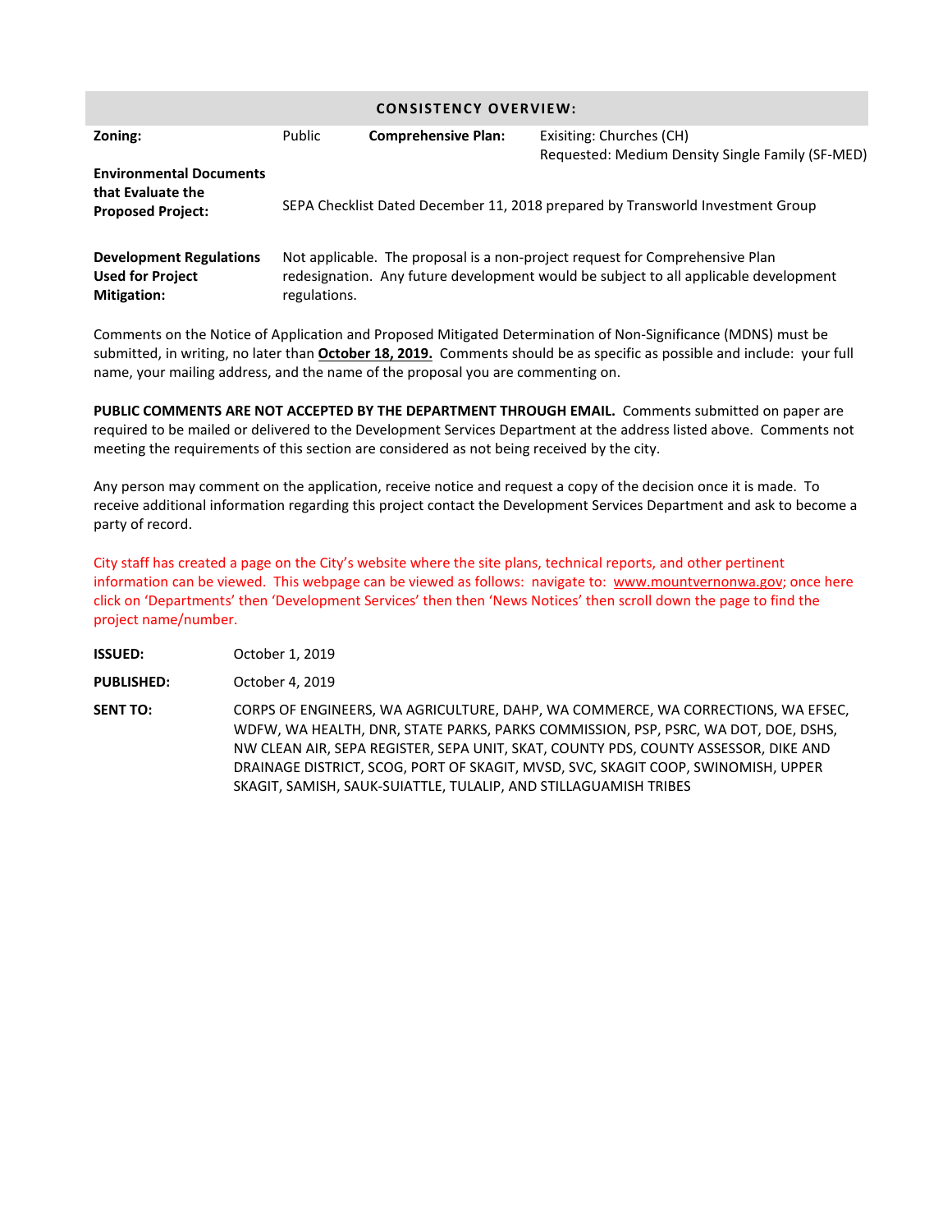## CONSISTENCY OVERVIEW:

| **Zoning:** | Public | **Comprehensive Plan:** | Exisiting: Churches (CH)<br>Requested: Medium Density Single Family (SF-MED) |
|---|---|---|---|
| **Environmental Documents that Evaluate the Proposed Project:** | SEPA Checklist Dated December 11, 2018 prepared by Transworld Investment Group | | |
| **Development Regulations Used for Project Mitigation:** | Not applicable. The proposal is a non-project request for Comprehensive Plan redesignation. Any future development would be subject to all applicable development regulations. | | |

Comments on the Notice of Application and Proposed Mitigated Determination of Non-Significance (MDNS) must be submitted, in writing, no later than **October 18, 2019.** Comments should be as specific as possible and include: your full name, your mailing address, and the name of the proposal you are commenting on.

**PUBLIC COMMENTS ARE NOT ACCEPTED BY THE DEPARTMENT THROUGH EMAIL.** Comments submitted on paper are required to be mailed or delivered to the Development Services Department at the address listed above. Comments not meeting the requirements of this section are considered as not being received by the city.

Any person may comment on the application, receive notice and request a copy of the decision once it is made. To receive additional information regarding this project contact the Development Services Department and ask to become a party of record.

City staff has created a page on the City's website where the site plans, technical reports, and other pertinent information can be viewed. This webpage can be viewed as follows: navigate to: www.mountvernonwa.gov; once here click on 'Departments' then 'Development Services' then then 'News Notices' then scroll down the page to find the project name/number.

**ISSUED:** October 1, 2019

**PUBLISHED:** October 4, 2019

**SENT TO:** CORPS OF ENGINEERS, WA AGRICULTURE, DAHP, WA COMMERCE, WA CORRECTIONS, WA EFSEC, WDFW, WA HEALTH, DNR, STATE PARKS, PARKS COMMISSION, PSP, PSRC, WA DOT, DOE, DSHS, NW CLEAN AIR, SEPA REGISTER, SEPA UNIT, SKAT, COUNTY PDS, COUNTY ASSESSOR, DIKE AND DRAINAGE DISTRICT, SCOG, PORT OF SKAGIT, MVSD, SVC, SKAGIT COOP, SWINOMISH, UPPER SKAGIT, SAMISH, SAUK-SUIATTLE, TULALIP, AND STILLAGUAMISH TRIBES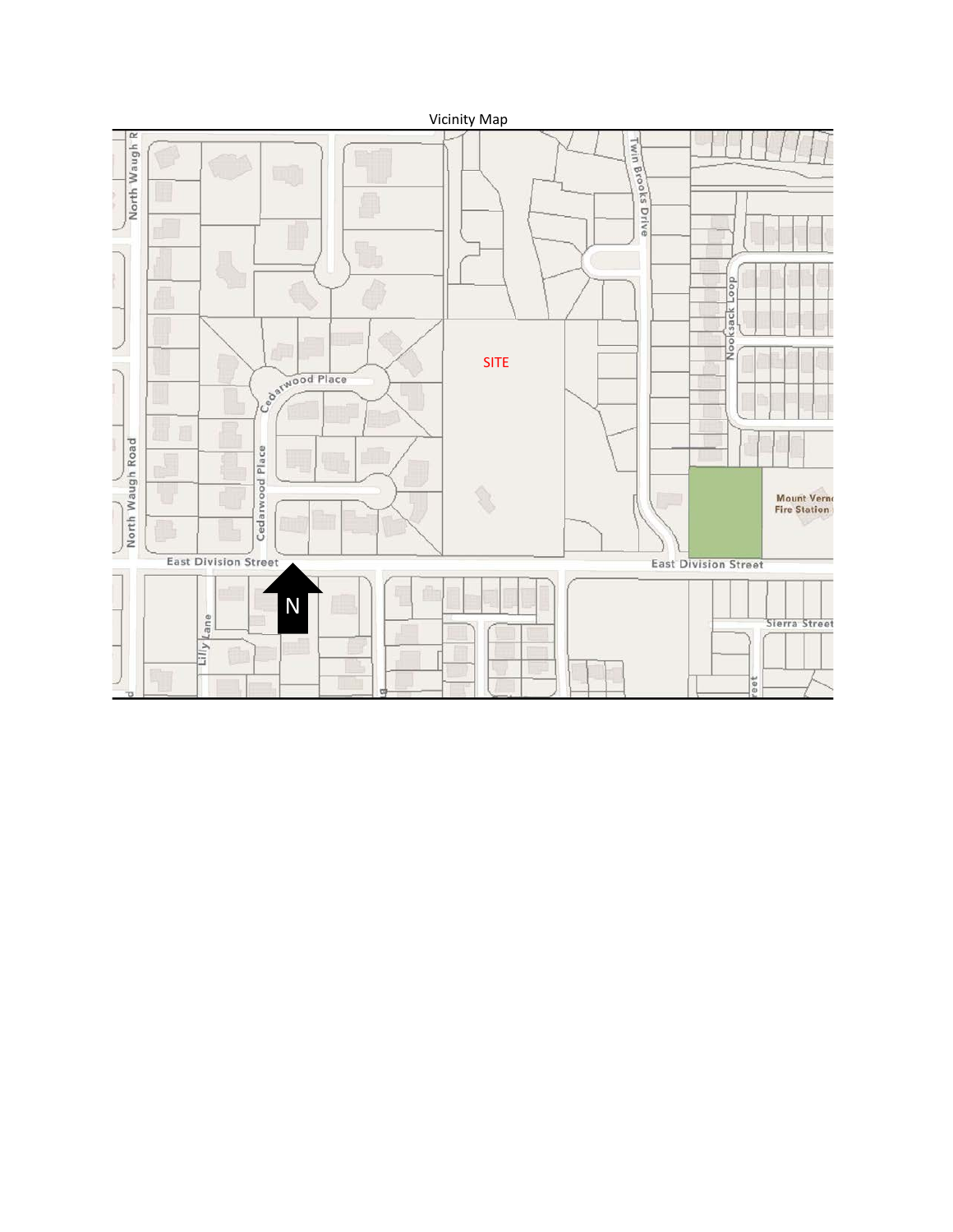Vicinity Map

North Waugh R

North Waugh Road

Twin Brooks Drive

Nooksack Loop

Cedarwood Place

Cedarwood Place

SITE

Mount Verne Fire Station

East Division Street

East Division Street

N

Lilly Lane

Sierra Street